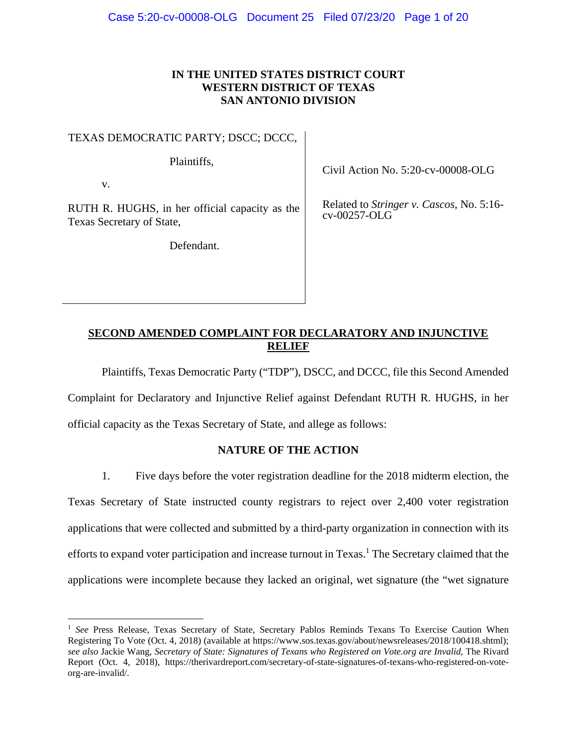# IN THE UNITED STATES DISTRICT COURT
# WESTERN DISTRICT OF TEXAS
# SAN ANTONIO DIVISION

| | |
|---|---|
| TEXAS DEMOCRATIC PARTY; DSCC; DCCC,<br><br>Plaintiffs,<br><br>v.<br><br>RUTH R. HUGHS, in her official capacity as the Texas Secretary of State,<br><br>Defendant. | Civil Action No. 5:20-cv-00008-OLG<br><br>Related to *Stringer v. Cascos*, No. 5:16-cv-00257-OLG |

## SECOND AMENDED COMPLAINT FOR DECLARATORY AND INJUNCTIVE RELIEF

Plaintiffs, Texas Democratic Party ("TDP"), DSCC, and DCCC, file this Second Amended Complaint for Declaratory and Injunctive Relief against Defendant RUTH R. HUGHS, in her official capacity as the Texas Secretary of State, and allege as follows:

## NATURE OF THE ACTION

1. Five days before the voter registration deadline for the 2018 midterm election, the Texas Secretary of State instructed county registrars to reject over 2,400 voter registration applications that were collected and submitted by a third-party organization in connection with its efforts to expand voter participation and increase turnout in Texas.[1] The Secretary claimed that the applications were incomplete because they lacked an original, wet signature (the "wet signature

[1] *See* Press Release, Texas Secretary of State, Secretary Pablos Reminds Texans To Exercise Caution When Registering To Vote (Oct. 4, 2018) (available at https://www.sos.texas.gov/about/newsreleases/2018/100418.shtml); *see also* Jackie Wang, *Secretary of State: Signatures of Texans who Registered on Vote.org are Invalid*, The Rivard Report (Oct. 4, 2018), https://therivardreport.com/secretary-of-state-signatures-of-texans-who-registered-on-vote-org-are-invalid/.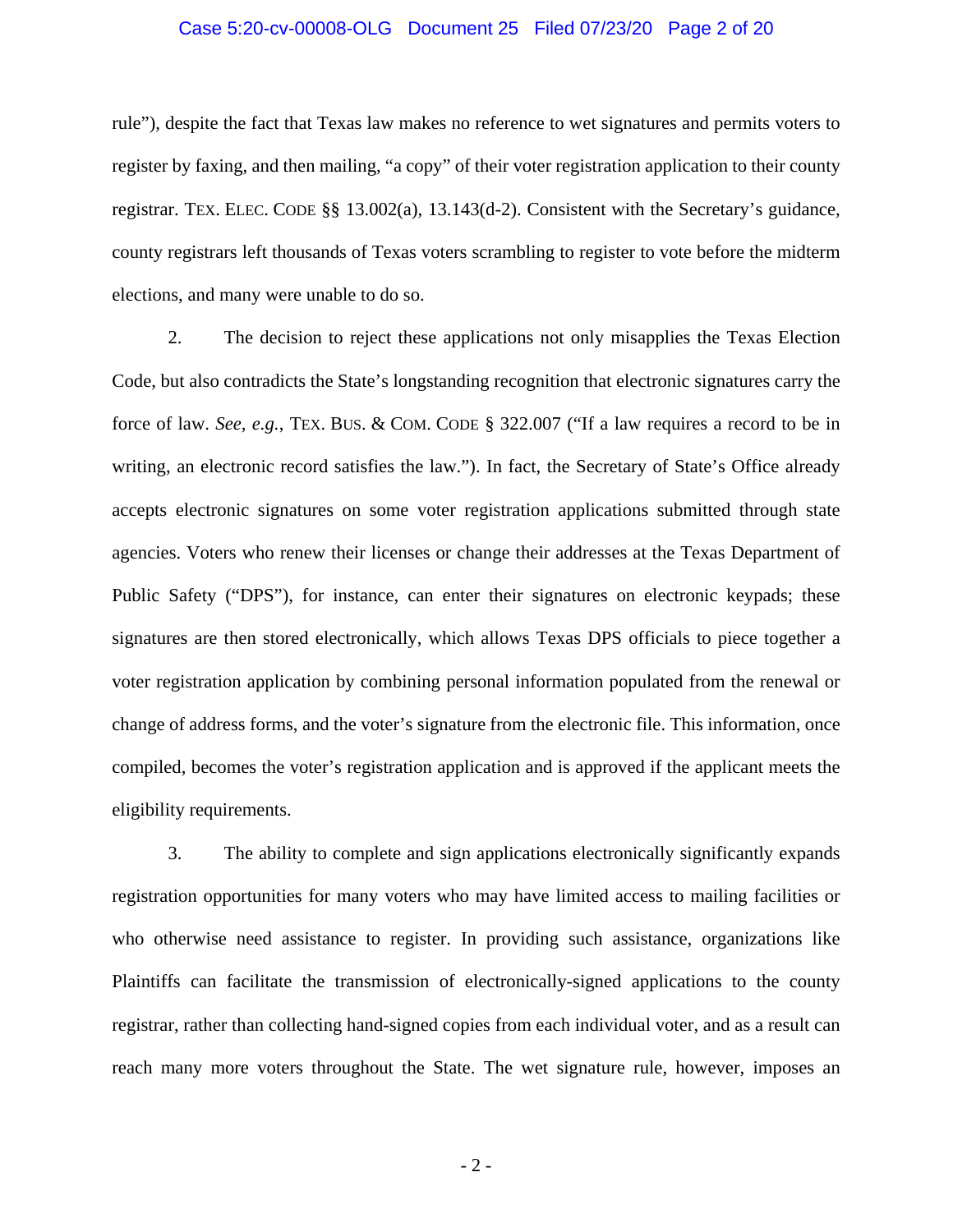rule"), despite the fact that Texas law makes no reference to wet signatures and permits voters to register by faxing, and then mailing, "a copy" of their voter registration application to their county registrar. TEX. ELEC. CODE §§ 13.002(a), 13.143(d-2). Consistent with the Secretary's guidance, county registrars left thousands of Texas voters scrambling to register to vote before the midterm elections, and many were unable to do so.

2. The decision to reject these applications not only misapplies the Texas Election Code, but also contradicts the State's longstanding recognition that electronic signatures carry the force of law. *See, e.g.*, TEX. BUS. & COM. CODE § 322.007 ("If a law requires a record to be in writing, an electronic record satisfies the law."). In fact, the Secretary of State's Office already accepts electronic signatures on some voter registration applications submitted through state agencies. Voters who renew their licenses or change their addresses at the Texas Department of Public Safety ("DPS"), for instance, can enter their signatures on electronic keypads; these signatures are then stored electronically, which allows Texas DPS officials to piece together a voter registration application by combining personal information populated from the renewal or change of address forms, and the voter's signature from the electronic file. This information, once compiled, becomes the voter's registration application and is approved if the applicant meets the eligibility requirements.

3. The ability to complete and sign applications electronically significantly expands registration opportunities for many voters who may have limited access to mailing facilities or who otherwise need assistance to register. In providing such assistance, organizations like Plaintiffs can facilitate the transmission of electronically-signed applications to the county registrar, rather than collecting hand-signed copies from each individual voter, and as a result can reach many more voters throughout the State. The wet signature rule, however, imposes an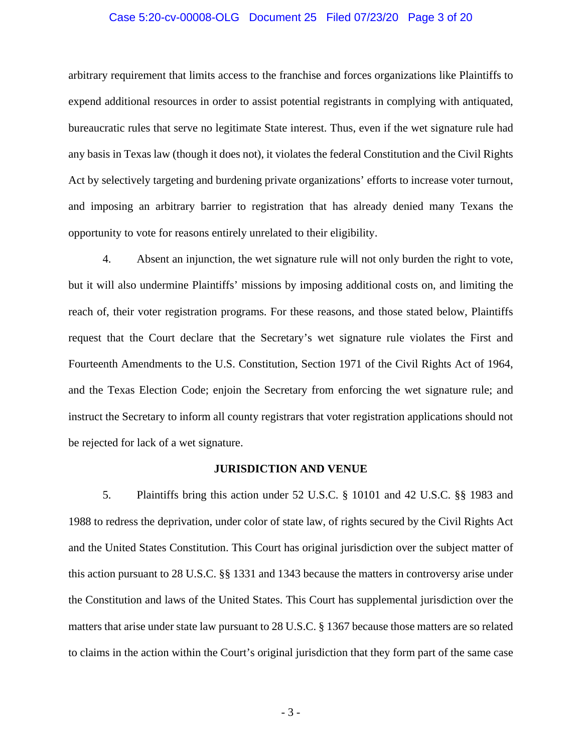arbitrary requirement that limits access to the franchise and forces organizations like Plaintiffs to expend additional resources in order to assist potential registrants in complying with antiquated, bureaucratic rules that serve no legitimate State interest. Thus, even if the wet signature rule had any basis in Texas law (though it does not), it violates the federal Constitution and the Civil Rights Act by selectively targeting and burdening private organizations' efforts to increase voter turnout, and imposing an arbitrary barrier to registration that has already denied many Texans the opportunity to vote for reasons entirely unrelated to their eligibility.

4. Absent an injunction, the wet signature rule will not only burden the right to vote, but it will also undermine Plaintiffs' missions by imposing additional costs on, and limiting the reach of, their voter registration programs. For these reasons, and those stated below, Plaintiffs request that the Court declare that the Secretary's wet signature rule violates the First and Fourteenth Amendments to the U.S. Constitution, Section 1971 of the Civil Rights Act of 1964, and the Texas Election Code; enjoin the Secretary from enforcing the wet signature rule; and instruct the Secretary to inform all county registrars that voter registration applications should not be rejected for lack of a wet signature.

**JURISDICTION AND VENUE**

5. Plaintiffs bring this action under 52 U.S.C. § 10101 and 42 U.S.C. §§ 1983 and 1988 to redress the deprivation, under color of state law, of rights secured by the Civil Rights Act and the United States Constitution. This Court has original jurisdiction over the subject matter of this action pursuant to 28 U.S.C. §§ 1331 and 1343 because the matters in controversy arise under the Constitution and laws of the United States. This Court has supplemental jurisdiction over the matters that arise under state law pursuant to 28 U.S.C. § 1367 because those matters are so related to claims in the action within the Court's original jurisdiction that they form part of the same case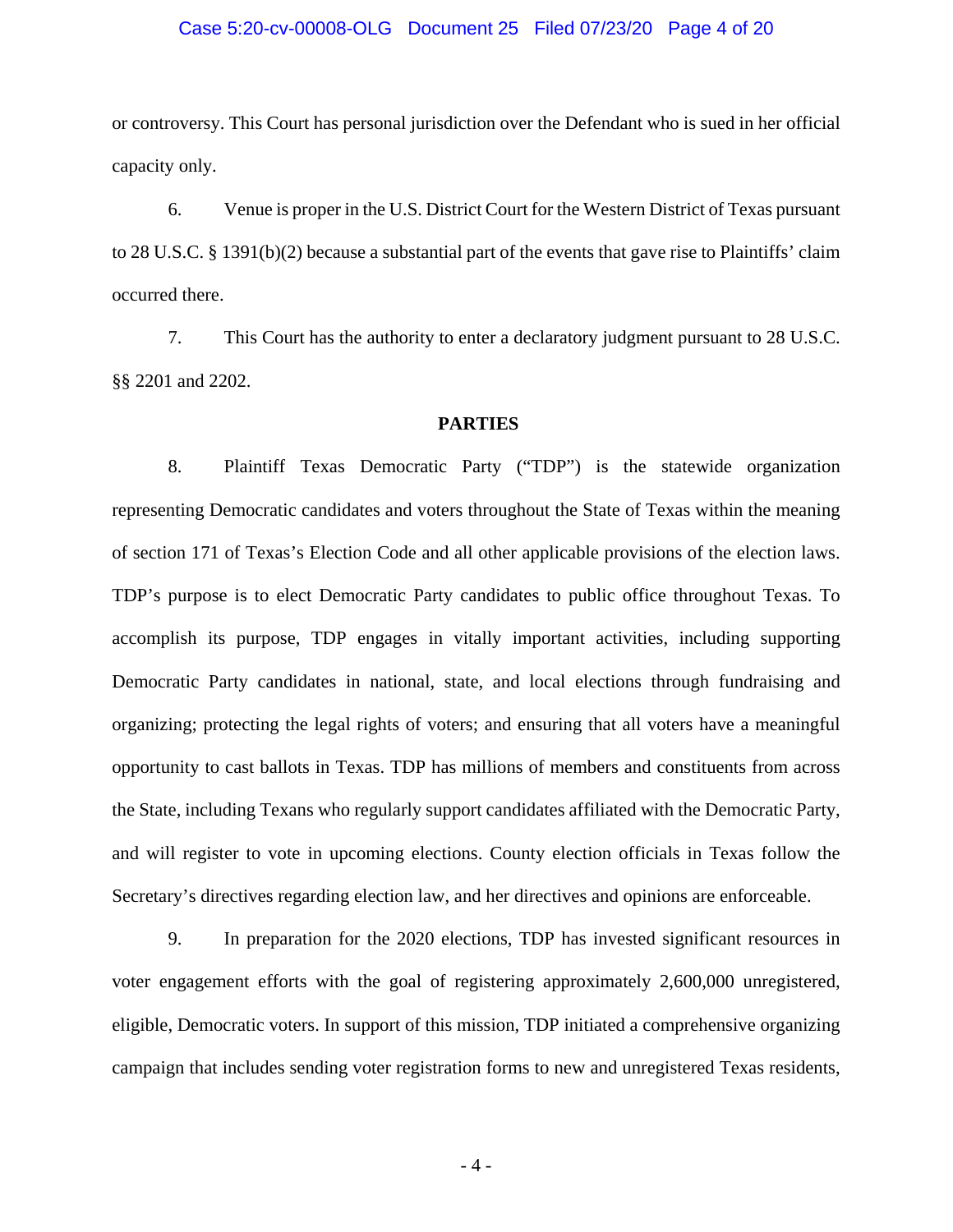or controversy. This Court has personal jurisdiction over the Defendant who is sued in her official capacity only.

6. Venue is proper in the U.S. District Court for the Western District of Texas pursuant to 28 U.S.C. § 1391(b)(2) because a substantial part of the events that gave rise to Plaintiffs' claim occurred there.

7. This Court has the authority to enter a declaratory judgment pursuant to 28 U.S.C. §§ 2201 and 2202.

**PARTIES**

8. Plaintiff Texas Democratic Party ("TDP") is the statewide organization representing Democratic candidates and voters throughout the State of Texas within the meaning of section 171 of Texas's Election Code and all other applicable provisions of the election laws. TDP's purpose is to elect Democratic Party candidates to public office throughout Texas. To accomplish its purpose, TDP engages in vitally important activities, including supporting Democratic Party candidates in national, state, and local elections through fundraising and organizing; protecting the legal rights of voters; and ensuring that all voters have a meaningful opportunity to cast ballots in Texas. TDP has millions of members and constituents from across the State, including Texans who regularly support candidates affiliated with the Democratic Party, and will register to vote in upcoming elections. County election officials in Texas follow the Secretary's directives regarding election law, and her directives and opinions are enforceable.

9. In preparation for the 2020 elections, TDP has invested significant resources in voter engagement efforts with the goal of registering approximately 2,600,000 unregistered, eligible, Democratic voters. In support of this mission, TDP initiated a comprehensive organizing campaign that includes sending voter registration forms to new and unregistered Texas residents,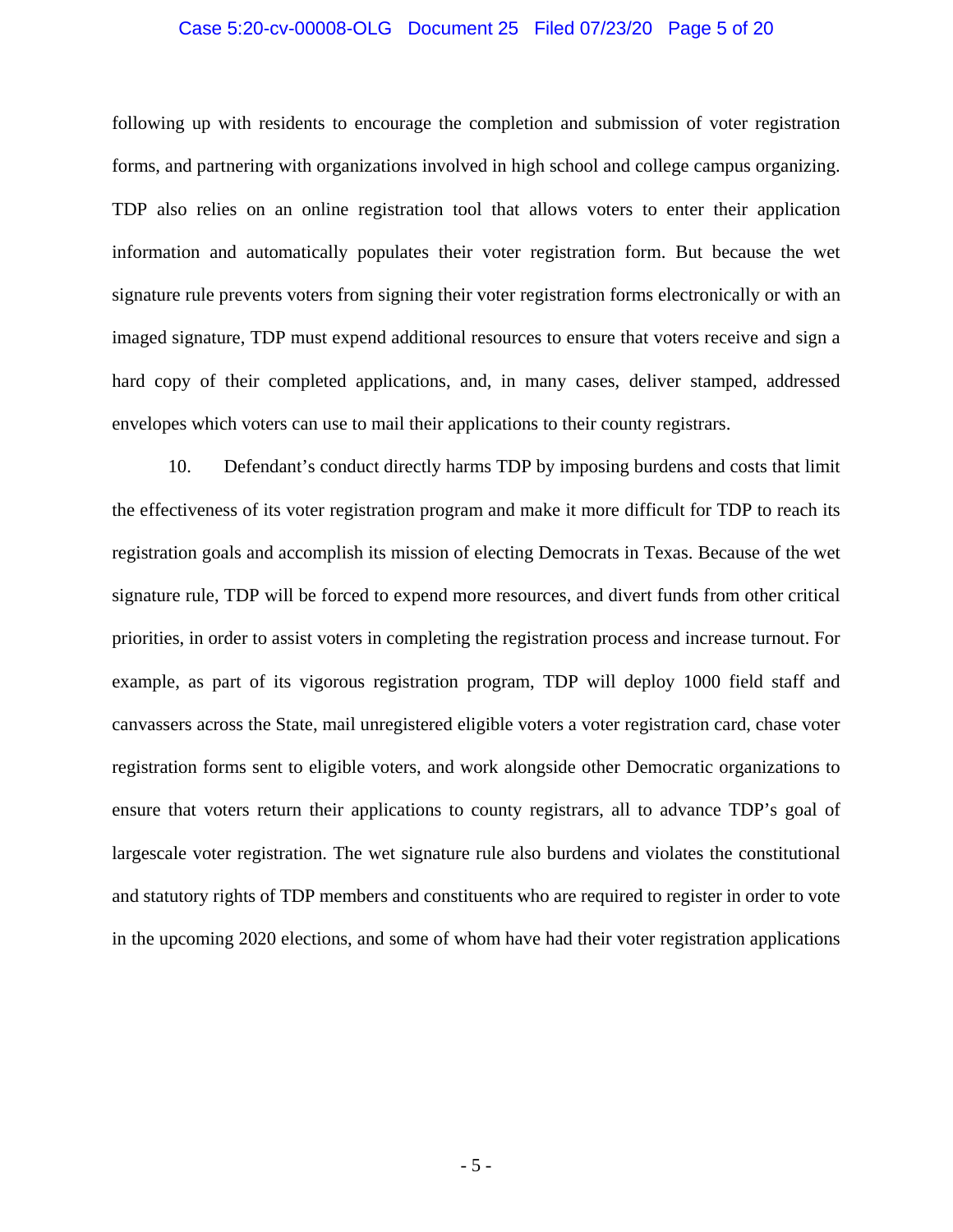following up with residents to encourage the completion and submission of voter registration forms, and partnering with organizations involved in high school and college campus organizing. TDP also relies on an online registration tool that allows voters to enter their application information and automatically populates their voter registration form. But because the wet signature rule prevents voters from signing their voter registration forms electronically or with an imaged signature, TDP must expend additional resources to ensure that voters receive and sign a hard copy of their completed applications, and, in many cases, deliver stamped, addressed envelopes which voters can use to mail their applications to their county registrars.

10. Defendant's conduct directly harms TDP by imposing burdens and costs that limit the effectiveness of its voter registration program and make it more difficult for TDP to reach its registration goals and accomplish its mission of electing Democrats in Texas. Because of the wet signature rule, TDP will be forced to expend more resources, and divert funds from other critical priorities, in order to assist voters in completing the registration process and increase turnout. For example, as part of its vigorous registration program, TDP will deploy 1000 field staff and canvassers across the State, mail unregistered eligible voters a voter registration card, chase voter registration forms sent to eligible voters, and work alongside other Democratic organizations to ensure that voters return their applications to county registrars, all to advance TDP's goal of largescale voter registration. The wet signature rule also burdens and violates the constitutional and statutory rights of TDP members and constituents who are required to register in order to vote in the upcoming 2020 elections, and some of whom have had their voter registration applications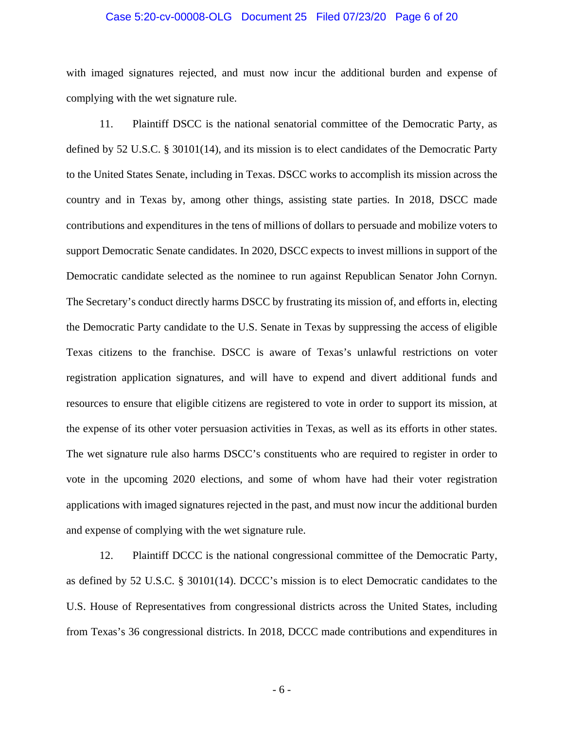with imaged signatures rejected, and must now incur the additional burden and expense of complying with the wet signature rule.

11. Plaintiff DSCC is the national senatorial committee of the Democratic Party, as defined by 52 U.S.C. § 30101(14), and its mission is to elect candidates of the Democratic Party to the United States Senate, including in Texas. DSCC works to accomplish its mission across the country and in Texas by, among other things, assisting state parties. In 2018, DSCC made contributions and expenditures in the tens of millions of dollars to persuade and mobilize voters to support Democratic Senate candidates. In 2020, DSCC expects to invest millions in support of the Democratic candidate selected as the nominee to run against Republican Senator John Cornyn. The Secretary's conduct directly harms DSCC by frustrating its mission of, and efforts in, electing the Democratic Party candidate to the U.S. Senate in Texas by suppressing the access of eligible Texas citizens to the franchise. DSCC is aware of Texas's unlawful restrictions on voter registration application signatures, and will have to expend and divert additional funds and resources to ensure that eligible citizens are registered to vote in order to support its mission, at the expense of its other voter persuasion activities in Texas, as well as its efforts in other states. The wet signature rule also harms DSCC's constituents who are required to register in order to vote in the upcoming 2020 elections, and some of whom have had their voter registration applications with imaged signatures rejected in the past, and must now incur the additional burden and expense of complying with the wet signature rule.

12. Plaintiff DCCC is the national congressional committee of the Democratic Party, as defined by 52 U.S.C. § 30101(14). DCCC's mission is to elect Democratic candidates to the U.S. House of Representatives from congressional districts across the United States, including from Texas's 36 congressional districts. In 2018, DCCC made contributions and expenditures in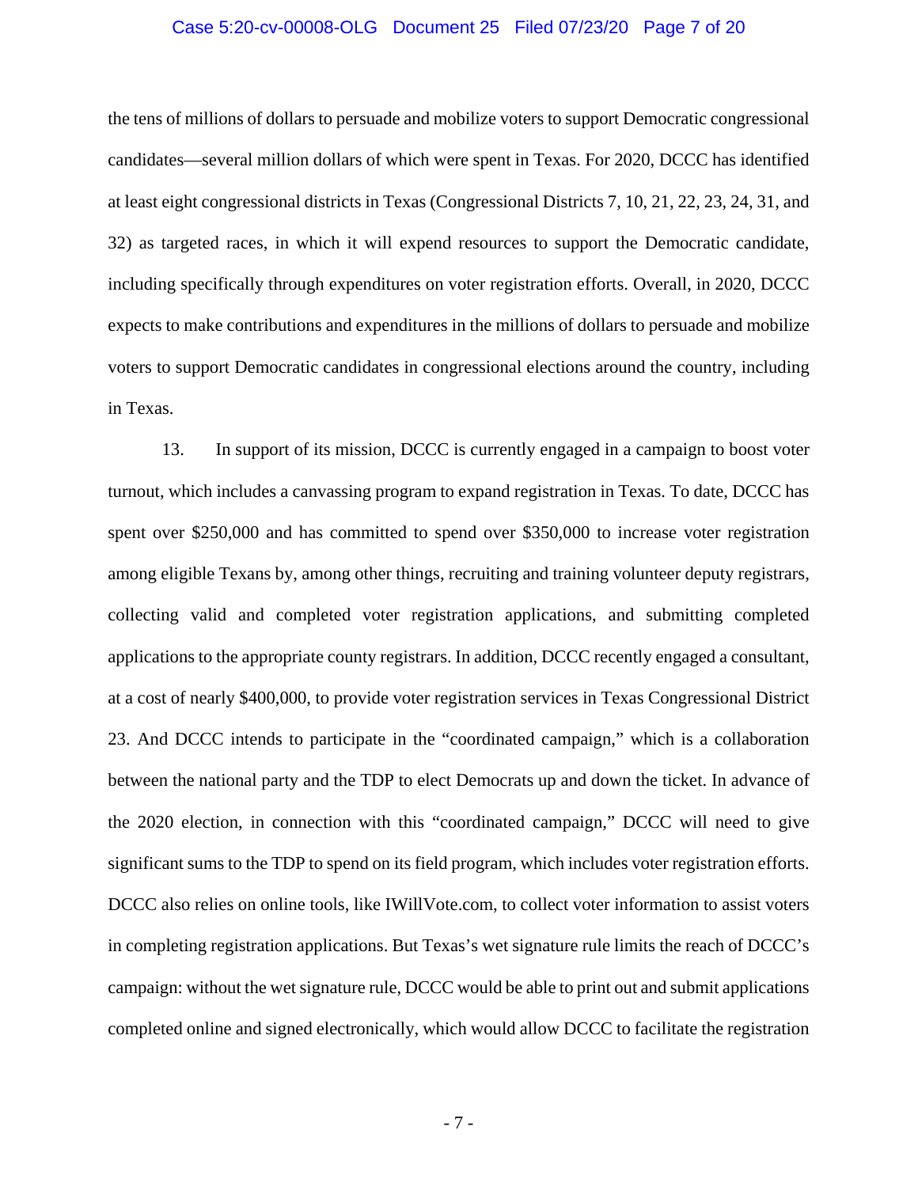the tens of millions of dollars to persuade and mobilize voters to support Democratic congressional candidates—several million dollars of which were spent in Texas. For 2020, DCCC has identified at least eight congressional districts in Texas (Congressional Districts 7, 10, 21, 22, 23, 24, 31, and 32) as targeted races, in which it will expend resources to support the Democratic candidate, including specifically through expenditures on voter registration efforts. Overall, in 2020, DCCC expects to make contributions and expenditures in the millions of dollars to persuade and mobilize voters to support Democratic candidates in congressional elections around the country, including in Texas.

13. In support of its mission, DCCC is currently engaged in a campaign to boost voter turnout, which includes a canvassing program to expand registration in Texas. To date, DCCC has spent over $250,000 and has committed to spend over $350,000 to increase voter registration among eligible Texans by, among other things, recruiting and training volunteer deputy registrars, collecting valid and completed voter registration applications, and submitting completed applications to the appropriate county registrars. In addition, DCCC recently engaged a consultant, at a cost of nearly $400,000, to provide voter registration services in Texas Congressional District 23. And DCCC intends to participate in the "coordinated campaign," which is a collaboration between the national party and the TDP to elect Democrats up and down the ticket. In advance of the 2020 election, in connection with this "coordinated campaign," DCCC will need to give significant sums to the TDP to spend on its field program, which includes voter registration efforts. DCCC also relies on online tools, like IWillVote.com, to collect voter information to assist voters in completing registration applications. But Texas's wet signature rule limits the reach of DCCC's campaign: without the wet signature rule, DCCC would be able to print out and submit applications completed online and signed electronically, which would allow DCCC to facilitate the registration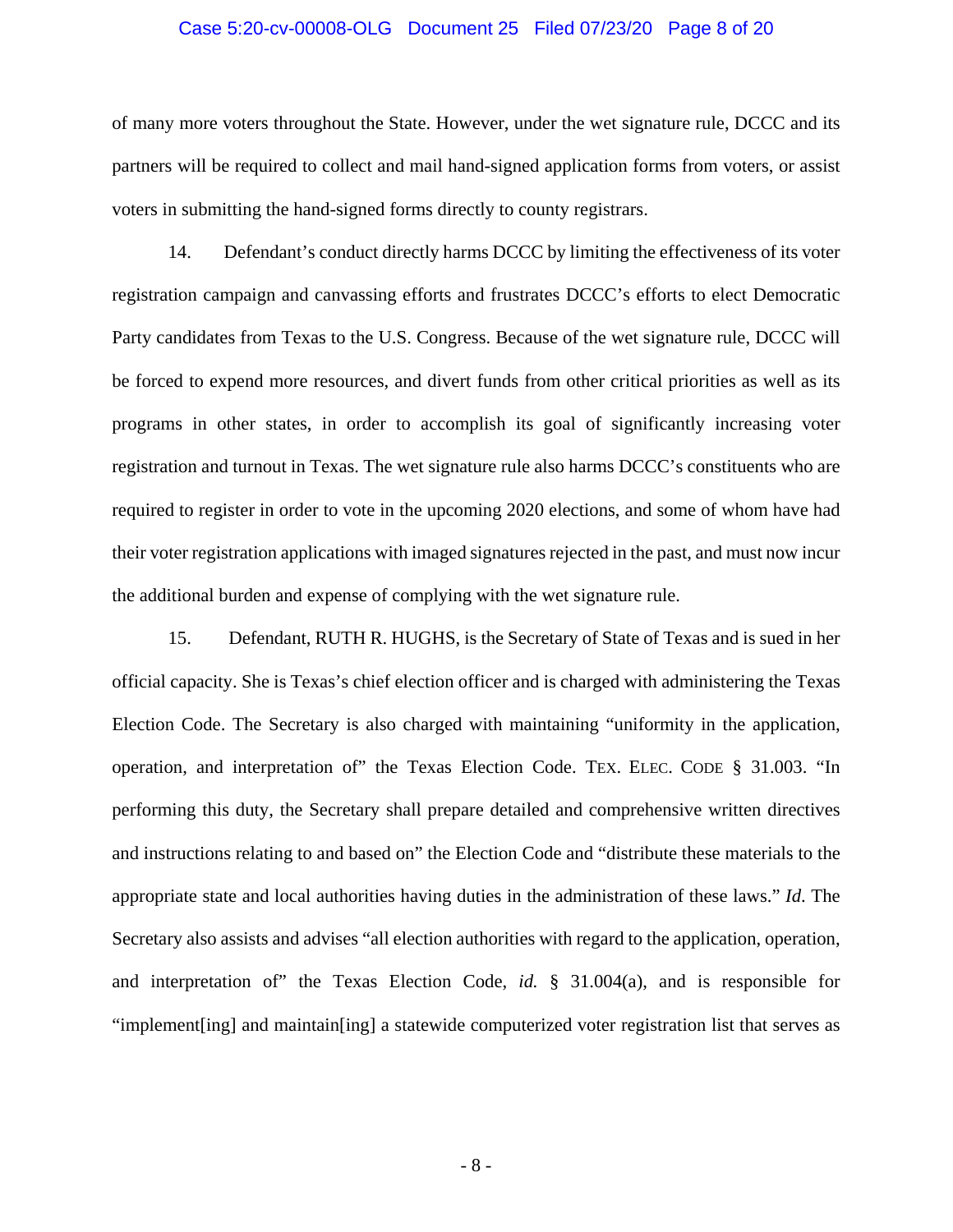of many more voters throughout the State. However, under the wet signature rule, DCCC and its partners will be required to collect and mail hand-signed application forms from voters, or assist voters in submitting the hand-signed forms directly to county registrars.

14. Defendant's conduct directly harms DCCC by limiting the effectiveness of its voter registration campaign and canvassing efforts and frustrates DCCC's efforts to elect Democratic Party candidates from Texas to the U.S. Congress. Because of the wet signature rule, DCCC will be forced to expend more resources, and divert funds from other critical priorities as well as its programs in other states, in order to accomplish its goal of significantly increasing voter registration and turnout in Texas. The wet signature rule also harms DCCC's constituents who are required to register in order to vote in the upcoming 2020 elections, and some of whom have had their voter registration applications with imaged signatures rejected in the past, and must now incur the additional burden and expense of complying with the wet signature rule.

15. Defendant, RUTH R. HUGHS, is the Secretary of State of Texas and is sued in her official capacity. She is Texas's chief election officer and is charged with administering the Texas Election Code. The Secretary is also charged with maintaining "uniformity in the application, operation, and interpretation of" the Texas Election Code. TEX. ELEC. CODE § 31.003. "In performing this duty, the Secretary shall prepare detailed and comprehensive written directives and instructions relating to and based on" the Election Code and "distribute these materials to the appropriate state and local authorities having duties in the administration of these laws." *Id*. The Secretary also assists and advises "all election authorities with regard to the application, operation, and interpretation of" the Texas Election Code, *id.* § 31.004(a), and is responsible for "implement[ing] and maintain[ing] a statewide computerized voter registration list that serves as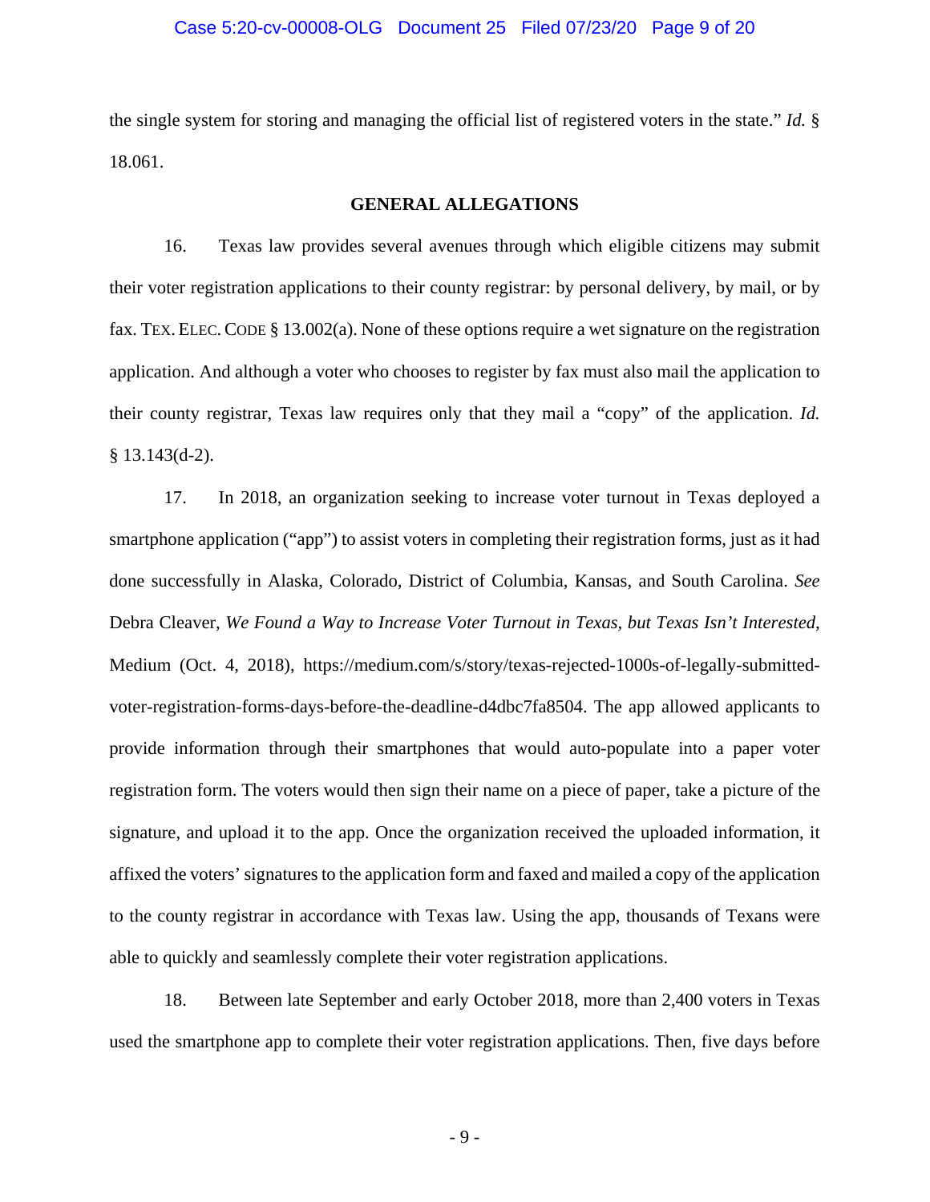the single system for storing and managing the official list of registered voters in the state." *Id.* § 18.061.

## GENERAL ALLEGATIONS

16. Texas law provides several avenues through which eligible citizens may submit their voter registration applications to their county registrar: by personal delivery, by mail, or by fax. TEX. ELEC. CODE § 13.002(a). None of these options require a wet signature on the registration application. And although a voter who chooses to register by fax must also mail the application to their county registrar, Texas law requires only that they mail a "copy" of the application. *Id.* § 13.143(d-2).

17. In 2018, an organization seeking to increase voter turnout in Texas deployed a smartphone application ("app") to assist voters in completing their registration forms, just as it had done successfully in Alaska, Colorado, District of Columbia, Kansas, and South Carolina. *See* Debra Cleaver, *We Found a Way to Increase Voter Turnout in Texas, but Texas Isn't Interested*, Medium (Oct. 4, 2018), https://medium.com/s/story/texas-rejected-1000s-of-legally-submitted-voter-registration-forms-days-before-the-deadline-d4dbc7fa8504. The app allowed applicants to provide information through their smartphones that would auto-populate into a paper voter registration form. The voters would then sign their name on a piece of paper, take a picture of the signature, and upload it to the app. Once the organization received the uploaded information, it affixed the voters' signatures to the application form and faxed and mailed a copy of the application to the county registrar in accordance with Texas law. Using the app, thousands of Texans were able to quickly and seamlessly complete their voter registration applications.

18. Between late September and early October 2018, more than 2,400 voters in Texas used the smartphone app to complete their voter registration applications. Then, five days before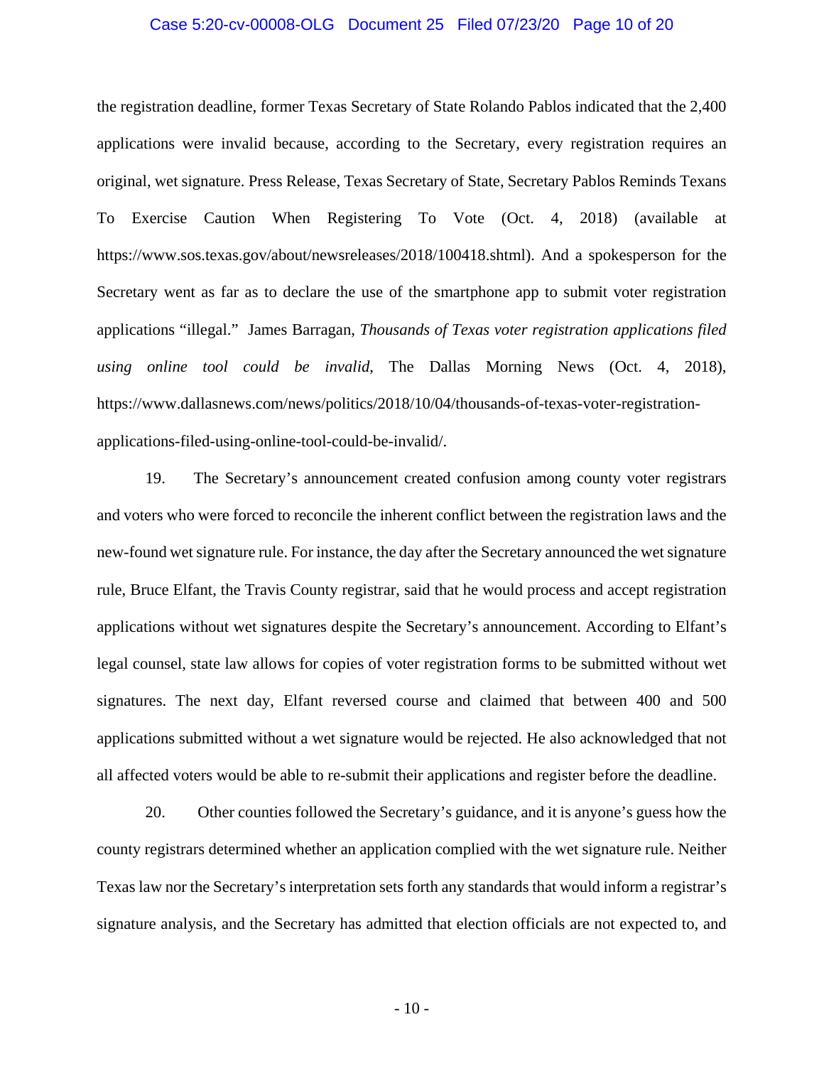the registration deadline, former Texas Secretary of State Rolando Pablos indicated that the 2,400 applications were invalid because, according to the Secretary, every registration requires an original, wet signature. Press Release, Texas Secretary of State, Secretary Pablos Reminds Texans To Exercise Caution When Registering To Vote (Oct. 4, 2018) (available at https://www.sos.texas.gov/about/newsreleases/2018/100418.shtml). And a spokesperson for the Secretary went as far as to declare the use of the smartphone app to submit voter registration applications "illegal." James Barragan, *Thousands of Texas voter registration applications filed using online tool could be invalid*, The Dallas Morning News (Oct. 4, 2018), https://www.dallasnews.com/news/politics/2018/10/04/thousands-of-texas-voter-registration-applications-filed-using-online-tool-could-be-invalid/.

19. The Secretary's announcement created confusion among county voter registrars and voters who were forced to reconcile the inherent conflict between the registration laws and the new-found wet signature rule. For instance, the day after the Secretary announced the wet signature rule, Bruce Elfant, the Travis County registrar, said that he would process and accept registration applications without wet signatures despite the Secretary's announcement. According to Elfant's legal counsel, state law allows for copies of voter registration forms to be submitted without wet signatures. The next day, Elfant reversed course and claimed that between 400 and 500 applications submitted without a wet signature would be rejected. He also acknowledged that not all affected voters would be able to re-submit their applications and register before the deadline.

20. Other counties followed the Secretary's guidance, and it is anyone's guess how the county registrars determined whether an application complied with the wet signature rule. Neither Texas law nor the Secretary's interpretation sets forth any standards that would inform a registrar's signature analysis, and the Secretary has admitted that election officials are not expected to, and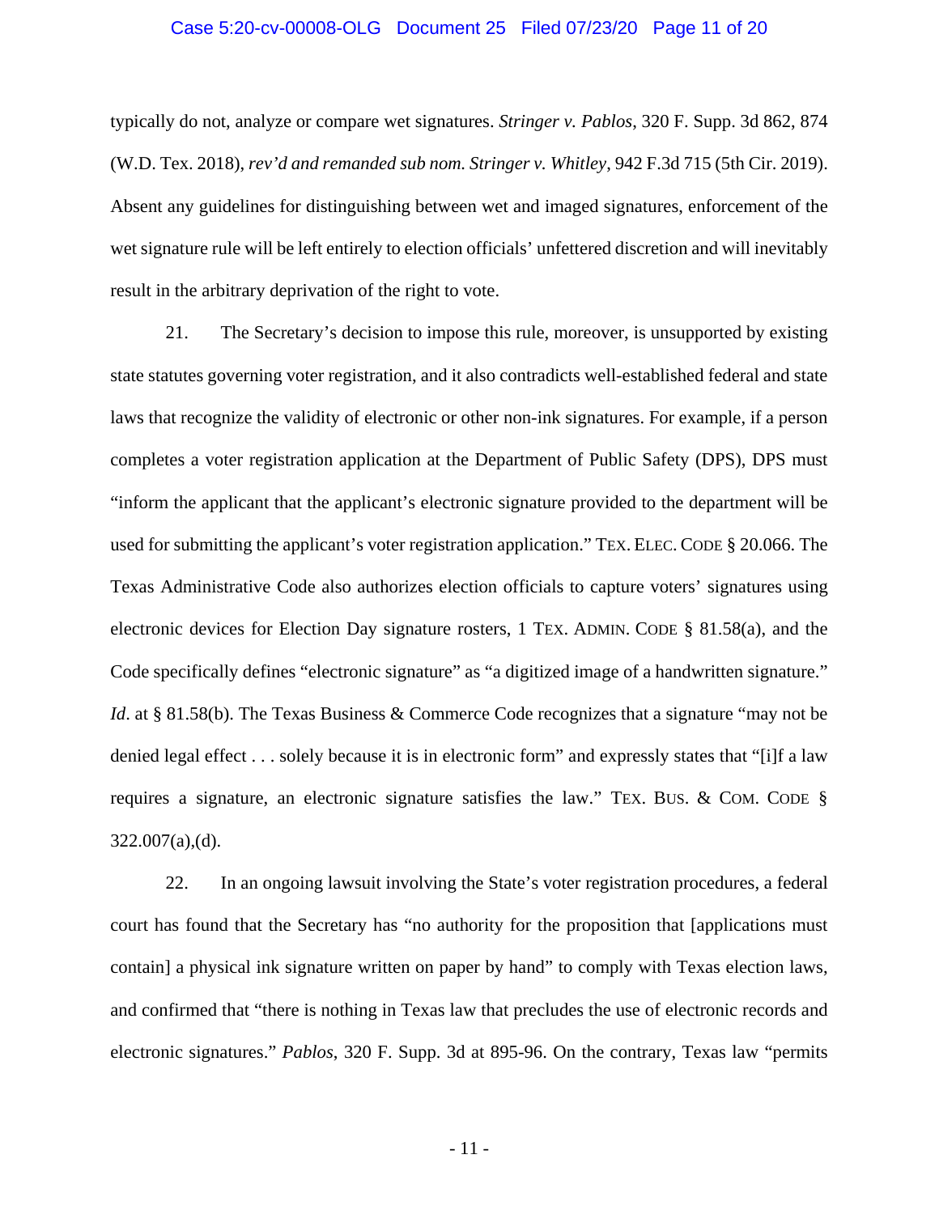typically do not, analyze or compare wet signatures. *Stringer v. Pablos*, 320 F. Supp. 3d 862, 874 (W.D. Tex. 2018), *rev'd and remanded sub nom. Stringer v. Whitley*, 942 F.3d 715 (5th Cir. 2019). Absent any guidelines for distinguishing between wet and imaged signatures, enforcement of the wet signature rule will be left entirely to election officials' unfettered discretion and will inevitably result in the arbitrary deprivation of the right to vote.

21. The Secretary's decision to impose this rule, moreover, is unsupported by existing state statutes governing voter registration, and it also contradicts well-established federal and state laws that recognize the validity of electronic or other non-ink signatures. For example, if a person completes a voter registration application at the Department of Public Safety (DPS), DPS must "inform the applicant that the applicant's electronic signature provided to the department will be used for submitting the applicant's voter registration application." TEX. ELEC. CODE § 20.066. The Texas Administrative Code also authorizes election officials to capture voters' signatures using electronic devices for Election Day signature rosters, 1 TEX. ADMIN. CODE § 81.58(a), and the Code specifically defines "electronic signature" as "a digitized image of a handwritten signature." *Id*. at § 81.58(b). The Texas Business & Commerce Code recognizes that a signature "may not be denied legal effect . . . solely because it is in electronic form" and expressly states that "[i]f a law requires a signature, an electronic signature satisfies the law." TEX. BUS. & COM. CODE § 322.007(a),(d).

22. In an ongoing lawsuit involving the State's voter registration procedures, a federal court has found that the Secretary has "no authority for the proposition that [applications must contain] a physical ink signature written on paper by hand" to comply with Texas election laws, and confirmed that "there is nothing in Texas law that precludes the use of electronic records and electronic signatures." *Pablos*, 320 F. Supp. 3d at 895-96. On the contrary, Texas law "permits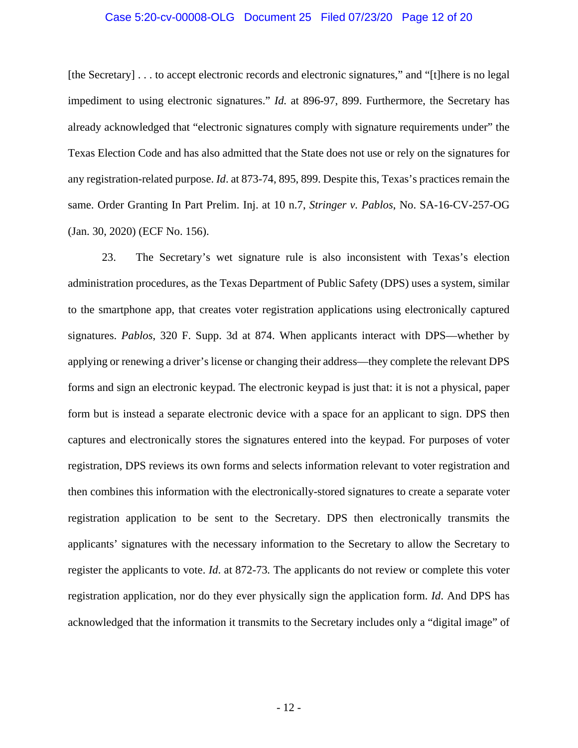[the Secretary] . . . to accept electronic records and electronic signatures," and "[t]here is no legal impediment to using electronic signatures." *Id.* at 896-97, 899. Furthermore, the Secretary has already acknowledged that "electronic signatures comply with signature requirements under" the Texas Election Code and has also admitted that the State does not use or rely on the signatures for any registration-related purpose. *Id*. at 873-74, 895, 899. Despite this, Texas's practices remain the same. Order Granting In Part Prelim. Inj. at 10 n.7, *Stringer v. Pablos*, No. SA-16-CV-257-OG (Jan. 30, 2020) (ECF No. 156).

23. The Secretary's wet signature rule is also inconsistent with Texas's election administration procedures, as the Texas Department of Public Safety (DPS) uses a system, similar to the smartphone app, that creates voter registration applications using electronically captured signatures. *Pablos*, 320 F. Supp. 3d at 874. When applicants interact with DPS—whether by applying or renewing a driver's license or changing their address—they complete the relevant DPS forms and sign an electronic keypad. The electronic keypad is just that: it is not a physical, paper form but is instead a separate electronic device with a space for an applicant to sign. DPS then captures and electronically stores the signatures entered into the keypad. For purposes of voter registration, DPS reviews its own forms and selects information relevant to voter registration and then combines this information with the electronically-stored signatures to create a separate voter registration application to be sent to the Secretary. DPS then electronically transmits the applicants' signatures with the necessary information to the Secretary to allow the Secretary to register the applicants to vote. *Id.* at 872-73. The applicants do not review or complete this voter registration application, nor do they ever physically sign the application form. *Id*. And DPS has acknowledged that the information it transmits to the Secretary includes only a "digital image" of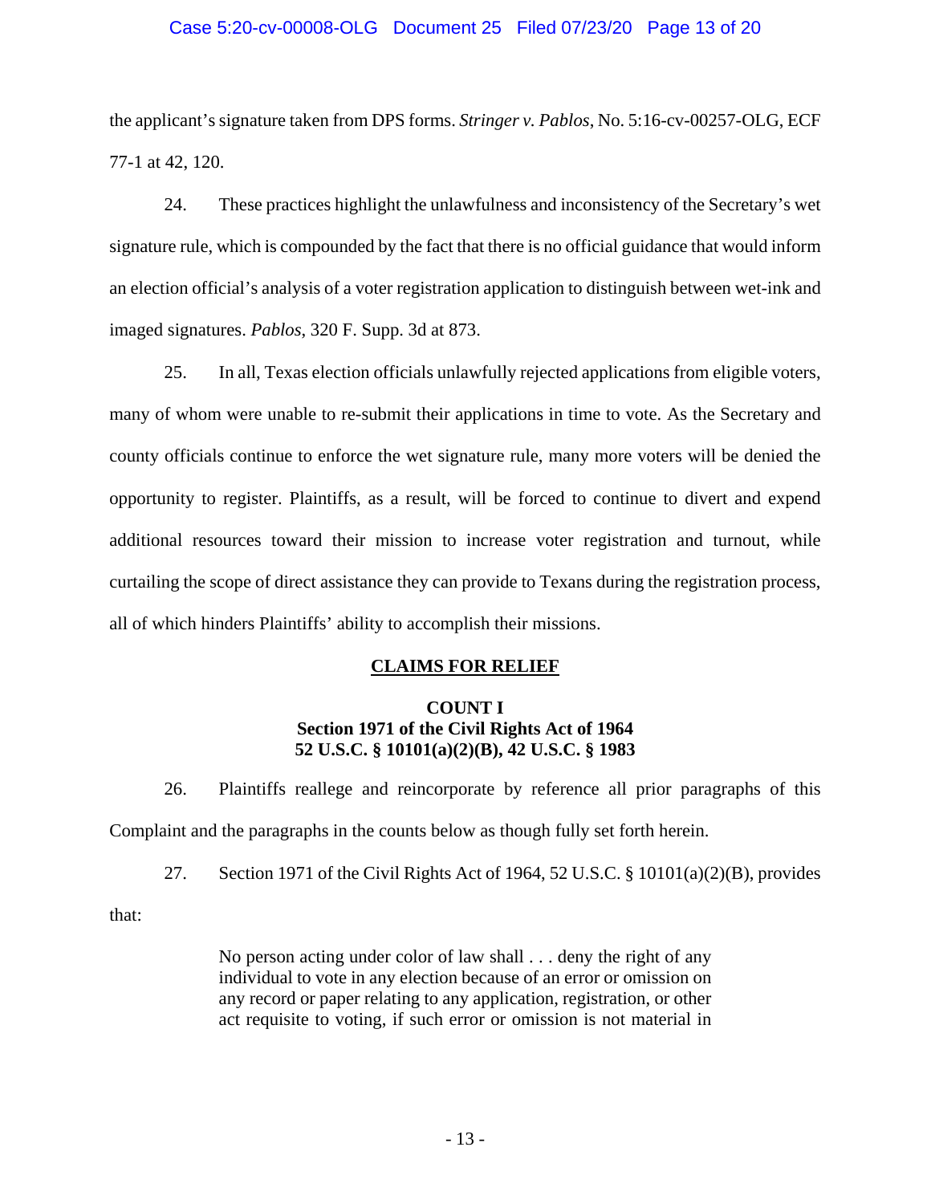the applicant's signature taken from DPS forms. *Stringer v. Pablos*, No. 5:16-cv-00257-OLG, ECF 77-1 at 42, 120.

24. These practices highlight the unlawfulness and inconsistency of the Secretary's wet signature rule, which is compounded by the fact that there is no official guidance that would inform an election official's analysis of a voter registration application to distinguish between wet-ink and imaged signatures. *Pablos*, 320 F. Supp. 3d at 873.

25. In all, Texas election officials unlawfully rejected applications from eligible voters, many of whom were unable to re-submit their applications in time to vote. As the Secretary and county officials continue to enforce the wet signature rule, many more voters will be denied the opportunity to register. Plaintiffs, as a result, will be forced to continue to divert and expend additional resources toward their mission to increase voter registration and turnout, while curtailing the scope of direct assistance they can provide to Texans during the registration process, all of which hinders Plaintiffs' ability to accomplish their missions.

## CLAIMS FOR RELIEF

### COUNT I
### Section 1971 of the Civil Rights Act of 1964
### 52 U.S.C. § 10101(a)(2)(B), 42 U.S.C. § 1983

26. Plaintiffs reallege and reincorporate by reference all prior paragraphs of this Complaint and the paragraphs in the counts below as though fully set forth herein.

27. Section 1971 of the Civil Rights Act of 1964, 52 U.S.C. § 10101(a)(2)(B), provides that:

> No person acting under color of law shall . . . deny the right of any individual to vote in any election because of an error or omission on any record or paper relating to any application, registration, or other act requisite to voting, if such error or omission is not material in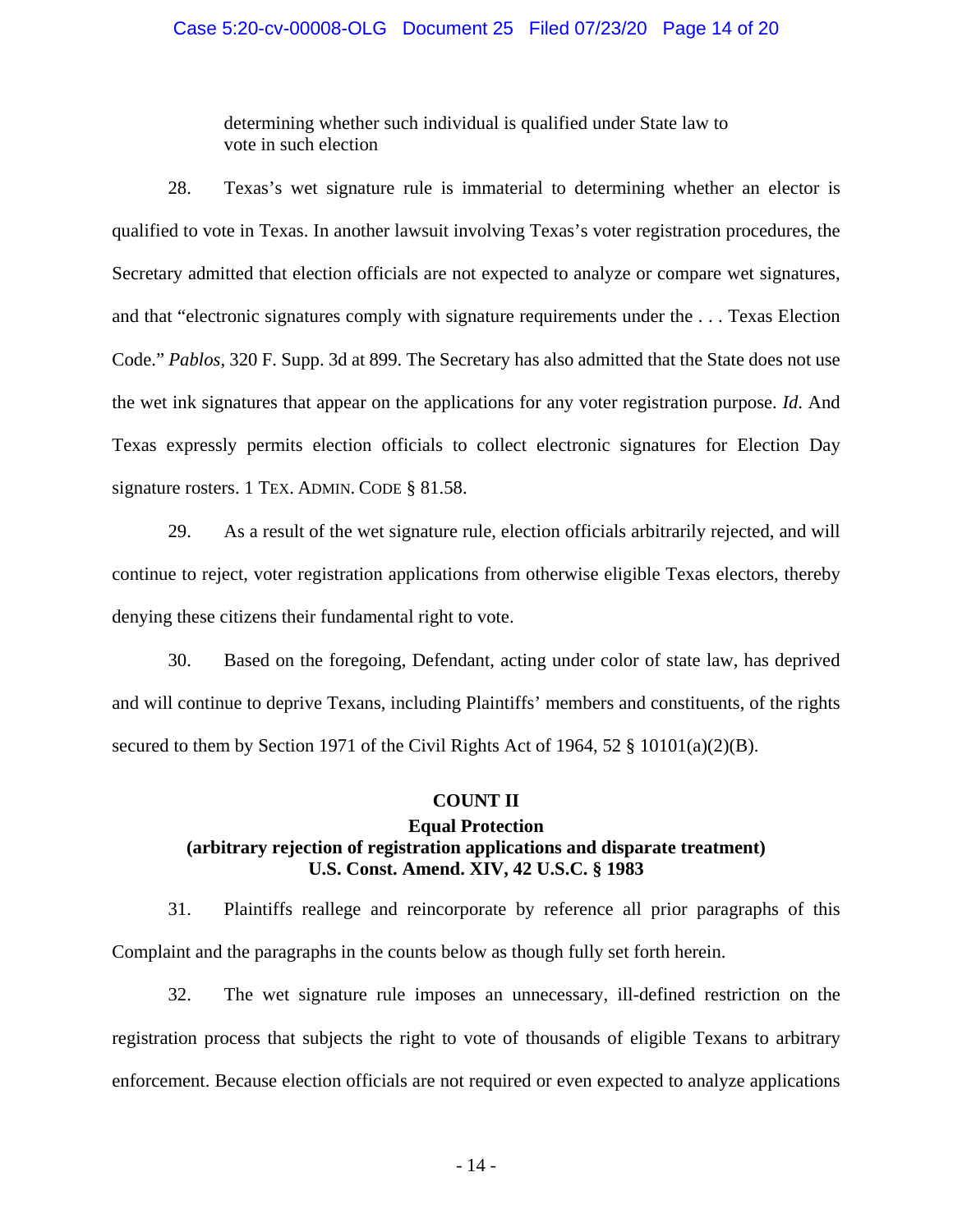> determining whether such individual is qualified under State law to vote in such election

28. Texas's wet signature rule is immaterial to determining whether an elector is qualified to vote in Texas. In another lawsuit involving Texas's voter registration procedures, the Secretary admitted that election officials are not expected to analyze or compare wet signatures, and that "electronic signatures comply with signature requirements under the . . . Texas Election Code." *Pablos*, 320 F. Supp. 3d at 899. The Secretary has also admitted that the State does not use the wet ink signatures that appear on the applications for any voter registration purpose. *Id*. And Texas expressly permits election officials to collect electronic signatures for Election Day signature rosters. 1 TEX. ADMIN. CODE § 81.58.

29. As a result of the wet signature rule, election officials arbitrarily rejected, and will continue to reject, voter registration applications from otherwise eligible Texas electors, thereby denying these citizens their fundamental right to vote.

30. Based on the foregoing, Defendant, acting under color of state law, has deprived and will continue to deprive Texans, including Plaintiffs' members and constituents, of the rights secured to them by Section 1971 of the Civil Rights Act of 1964, 52 § 10101(a)(2)(B).

**COUNT II**
**Equal Protection**
**(arbitrary rejection of registration applications and disparate treatment)**
**U.S. Const. Amend. XIV, 42 U.S.C. § 1983**

31. Plaintiffs reallege and reincorporate by reference all prior paragraphs of this Complaint and the paragraphs in the counts below as though fully set forth herein.

32. The wet signature rule imposes an unnecessary, ill-defined restriction on the registration process that subjects the right to vote of thousands of eligible Texans to arbitrary enforcement. Because election officials are not required or even expected to analyze applications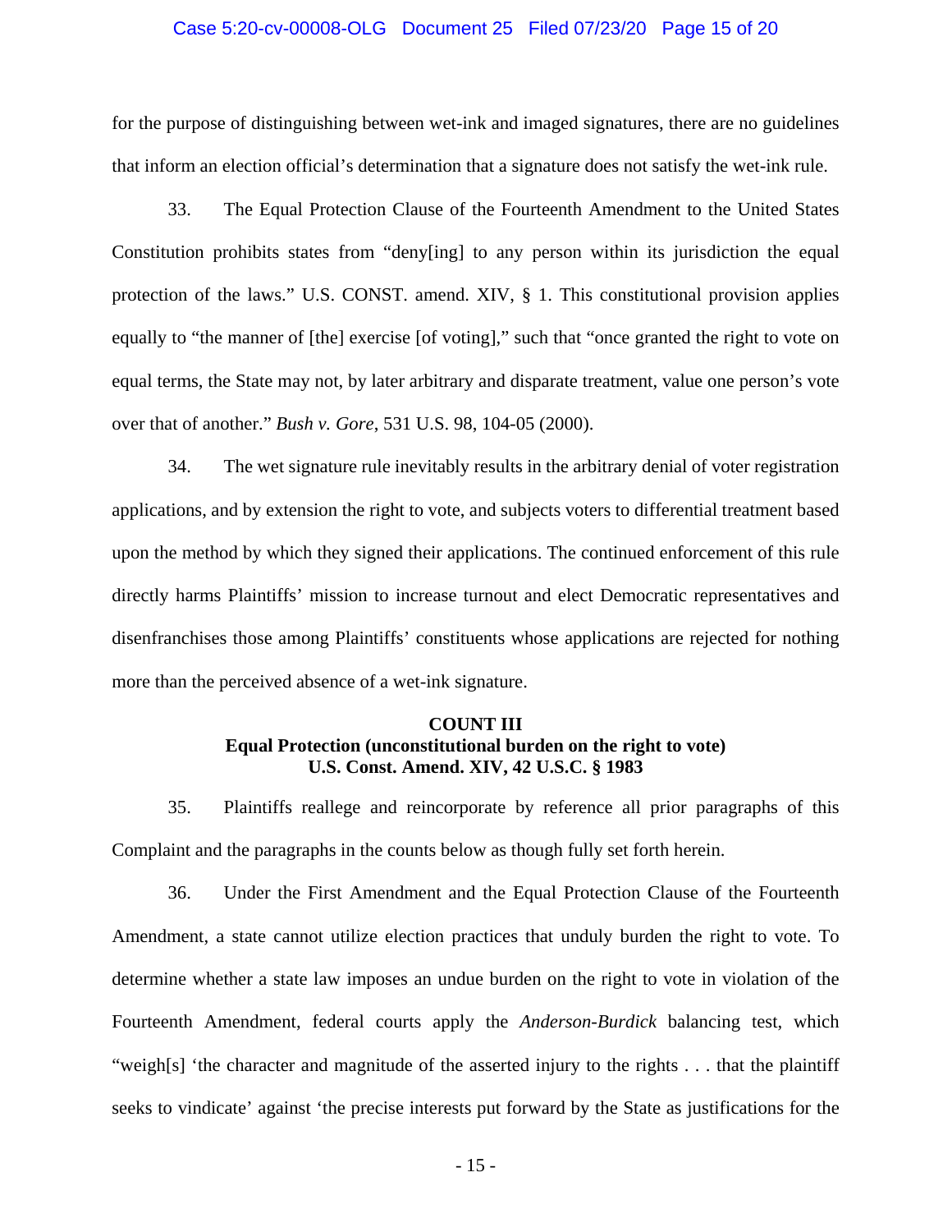for the purpose of distinguishing between wet-ink and imaged signatures, there are no guidelines that inform an election official's determination that a signature does not satisfy the wet-ink rule.

33. The Equal Protection Clause of the Fourteenth Amendment to the United States Constitution prohibits states from "deny[ing] to any person within its jurisdiction the equal protection of the laws." U.S. CONST. amend. XIV, § 1. This constitutional provision applies equally to "the manner of [the] exercise [of voting]," such that "once granted the right to vote on equal terms, the State may not, by later arbitrary and disparate treatment, value one person's vote over that of another." *Bush v. Gore*, 531 U.S. 98, 104-05 (2000).

34. The wet signature rule inevitably results in the arbitrary denial of voter registration applications, and by extension the right to vote, and subjects voters to differential treatment based upon the method by which they signed their applications. The continued enforcement of this rule directly harms Plaintiffs' mission to increase turnout and elect Democratic representatives and disenfranchises those among Plaintiffs' constituents whose applications are rejected for nothing more than the perceived absence of a wet-ink signature.

**COUNT III**
**Equal Protection (unconstitutional burden on the right to vote)**
**U.S. Const. Amend. XIV, 42 U.S.C. § 1983**

35. Plaintiffs reallege and reincorporate by reference all prior paragraphs of this Complaint and the paragraphs in the counts below as though fully set forth herein.

36. Under the First Amendment and the Equal Protection Clause of the Fourteenth Amendment, a state cannot utilize election practices that unduly burden the right to vote. To determine whether a state law imposes an undue burden on the right to vote in violation of the Fourteenth Amendment, federal courts apply the *Anderson-Burdick* balancing test, which "weigh[s] 'the character and magnitude of the asserted injury to the rights . . . that the plaintiff seeks to vindicate' against 'the precise interests put forward by the State as justifications for the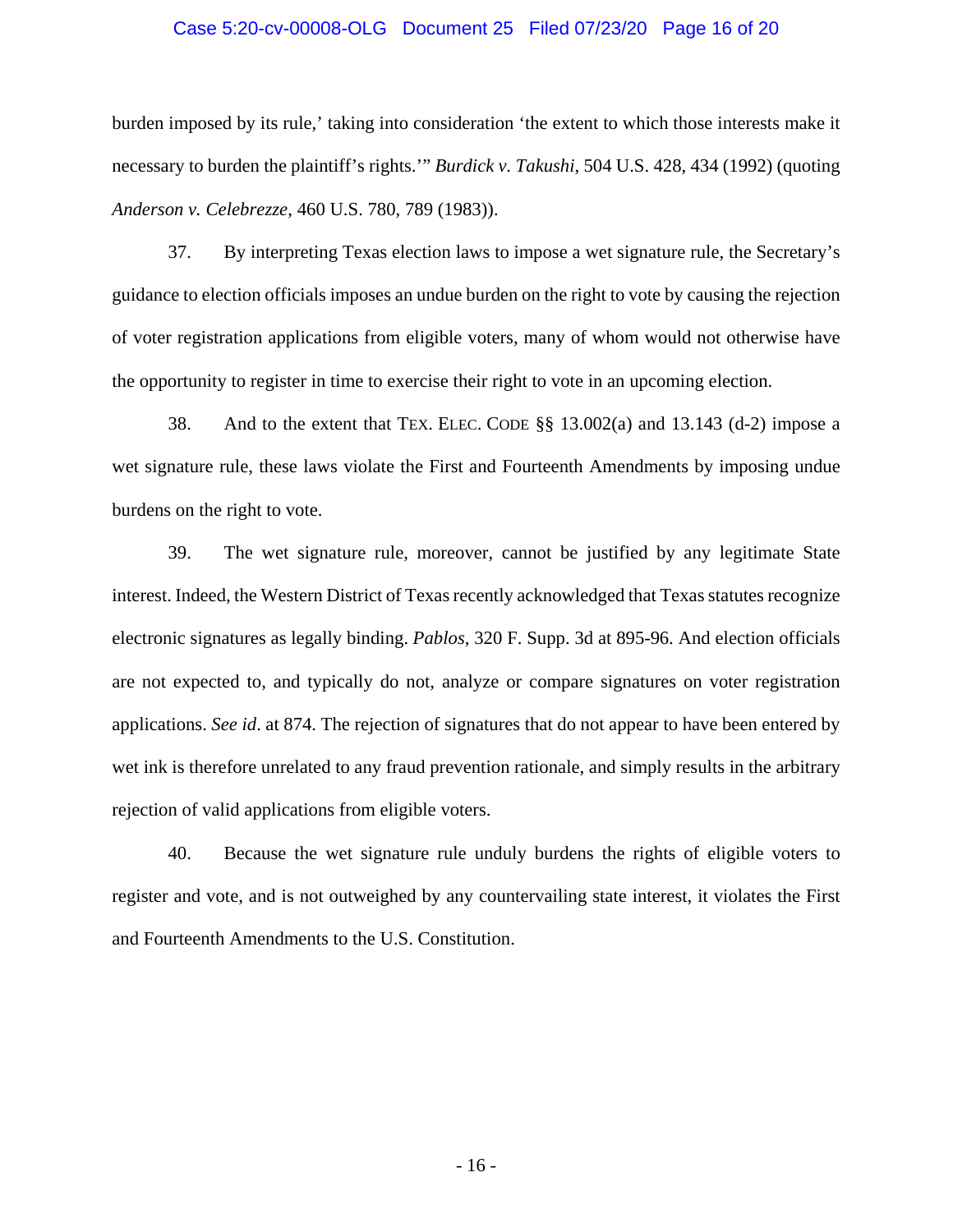burden imposed by its rule,' taking into consideration 'the extent to which those interests make it necessary to burden the plaintiff's rights.'" *Burdick v. Takushi*, 504 U.S. 428, 434 (1992) (quoting *Anderson v. Celebrezze*, 460 U.S. 780, 789 (1983)).

37. By interpreting Texas election laws to impose a wet signature rule, the Secretary's guidance to election officials imposes an undue burden on the right to vote by causing the rejection of voter registration applications from eligible voters, many of whom would not otherwise have the opportunity to register in time to exercise their right to vote in an upcoming election.

38. And to the extent that TEX. ELEC. CODE §§ 13.002(a) and 13.143 (d-2) impose a wet signature rule, these laws violate the First and Fourteenth Amendments by imposing undue burdens on the right to vote.

39. The wet signature rule, moreover, cannot be justified by any legitimate State interest. Indeed, the Western District of Texas recently acknowledged that Texas statutes recognize electronic signatures as legally binding. *Pablos*, 320 F. Supp. 3d at 895-96. And election officials are not expected to, and typically do not, analyze or compare signatures on voter registration applications. *See id*. at 874. The rejection of signatures that do not appear to have been entered by wet ink is therefore unrelated to any fraud prevention rationale, and simply results in the arbitrary rejection of valid applications from eligible voters.

40. Because the wet signature rule unduly burdens the rights of eligible voters to register and vote, and is not outweighed by any countervailing state interest, it violates the First and Fourteenth Amendments to the U.S. Constitution.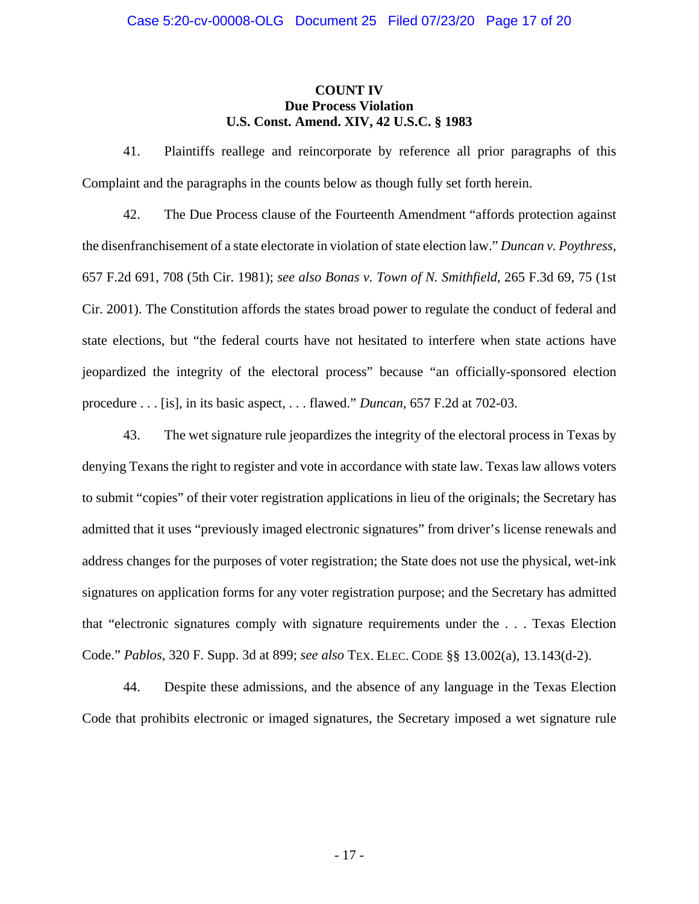**COUNT IV**
**Due Process Violation**
**U.S. Const. Amend. XIV, 42 U.S.C. § 1983**

41. Plaintiffs reallege and reincorporate by reference all prior paragraphs of this Complaint and the paragraphs in the counts below as though fully set forth herein.

42. The Due Process clause of the Fourteenth Amendment "affords protection against the disenfranchisement of a state electorate in violation of state election law." *Duncan v. Poythress*, 657 F.2d 691, 708 (5th Cir. 1981); *see also Bonas v. Town of N. Smithfield*, 265 F.3d 69, 75 (1st Cir. 2001). The Constitution affords the states broad power to regulate the conduct of federal and state elections, but "the federal courts have not hesitated to interfere when state actions have jeopardized the integrity of the electoral process" because "an officially-sponsored election procedure . . . [is], in its basic aspect, . . . flawed." *Duncan*, 657 F.2d at 702-03.

43. The wet signature rule jeopardizes the integrity of the electoral process in Texas by denying Texans the right to register and vote in accordance with state law. Texas law allows voters to submit "copies" of their voter registration applications in lieu of the originals; the Secretary has admitted that it uses "previously imaged electronic signatures" from driver's license renewals and address changes for the purposes of voter registration; the State does not use the physical, wet-ink signatures on application forms for any voter registration purpose; and the Secretary has admitted that "electronic signatures comply with signature requirements under the . . . Texas Election Code." *Pablos*, 320 F. Supp. 3d at 899; *see also* TEX. ELEC. CODE §§ 13.002(a), 13.143(d-2).

44. Despite these admissions, and the absence of any language in the Texas Election Code that prohibits electronic or imaged signatures, the Secretary imposed a wet signature rule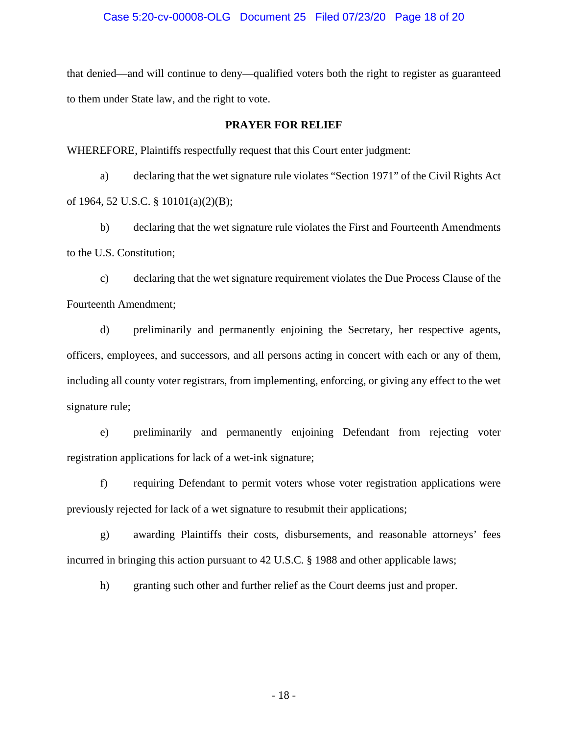that denied—and will continue to deny—qualified voters both the right to register as guaranteed to them under State law, and the right to vote.

**PRAYER FOR RELIEF**

WHEREFORE, Plaintiffs respectfully request that this Court enter judgment:

a) declaring that the wet signature rule violates "Section 1971" of the Civil Rights Act of 1964, 52 U.S.C. § 10101(a)(2)(B);

b) declaring that the wet signature rule violates the First and Fourteenth Amendments to the U.S. Constitution;

c) declaring that the wet signature requirement violates the Due Process Clause of the Fourteenth Amendment;

d) preliminarily and permanently enjoining the Secretary, her respective agents, officers, employees, and successors, and all persons acting in concert with each or any of them, including all county voter registrars, from implementing, enforcing, or giving any effect to the wet signature rule;

e) preliminarily and permanently enjoining Defendant from rejecting voter registration applications for lack of a wet-ink signature;

f) requiring Defendant to permit voters whose voter registration applications were previously rejected for lack of a wet signature to resubmit their applications;

g) awarding Plaintiffs their costs, disbursements, and reasonable attorneys' fees incurred in bringing this action pursuant to 42 U.S.C. § 1988 and other applicable laws;

h) granting such other and further relief as the Court deems just and proper.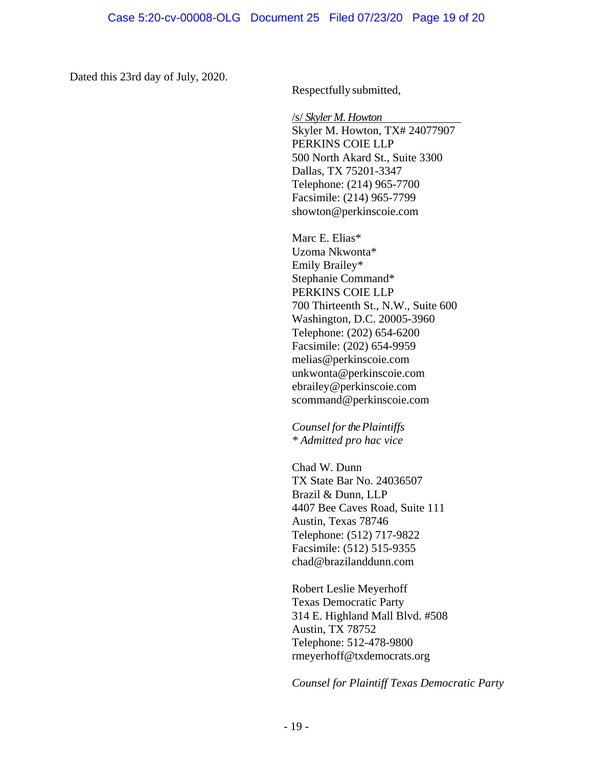Dated this 23rd day of July, 2020.

Respectfully submitted,

/s/ *Skyler M. Howton*
Skyler M. Howton, TX# 24077907
PERKINS COIE LLP
500 North Akard St., Suite 3300
Dallas, TX 75201-3347
Telephone: (214) 965-7700
Facsimile: (214) 965-7799
showton@perkinscoie.com

Marc E. Elias*
Uzoma Nkwonta*
Emily Brailey*
Stephanie Command*
PERKINS COIE LLP
700 Thirteenth St., N.W., Suite 600
Washington, D.C. 20005-3960
Telephone: (202) 654-6200
Facsimile: (202) 654-9959
melias@perkinscoie.com
unkwonta@perkinscoie.com
ebrailey@perkinscoie.com
scommand@perkinscoie.com

*Counsel for the Plaintiffs*
*\* Admitted pro hac vice*

Chad W. Dunn
TX State Bar No. 24036507
Brazil & Dunn, LLP
4407 Bee Caves Road, Suite 111
Austin, Texas 78746
Telephone: (512) 717-9822
Facsimile: (512) 515-9355
chad@brazilanddunn.com

Robert Leslie Meyerhoff
Texas Democratic Party
314 E. Highland Mall Blvd. #508
Austin, TX 78752
Telephone: 512-478-9800
rmeyerhoff@txdemocrats.org

*Counsel for Plaintiff Texas Democratic Party*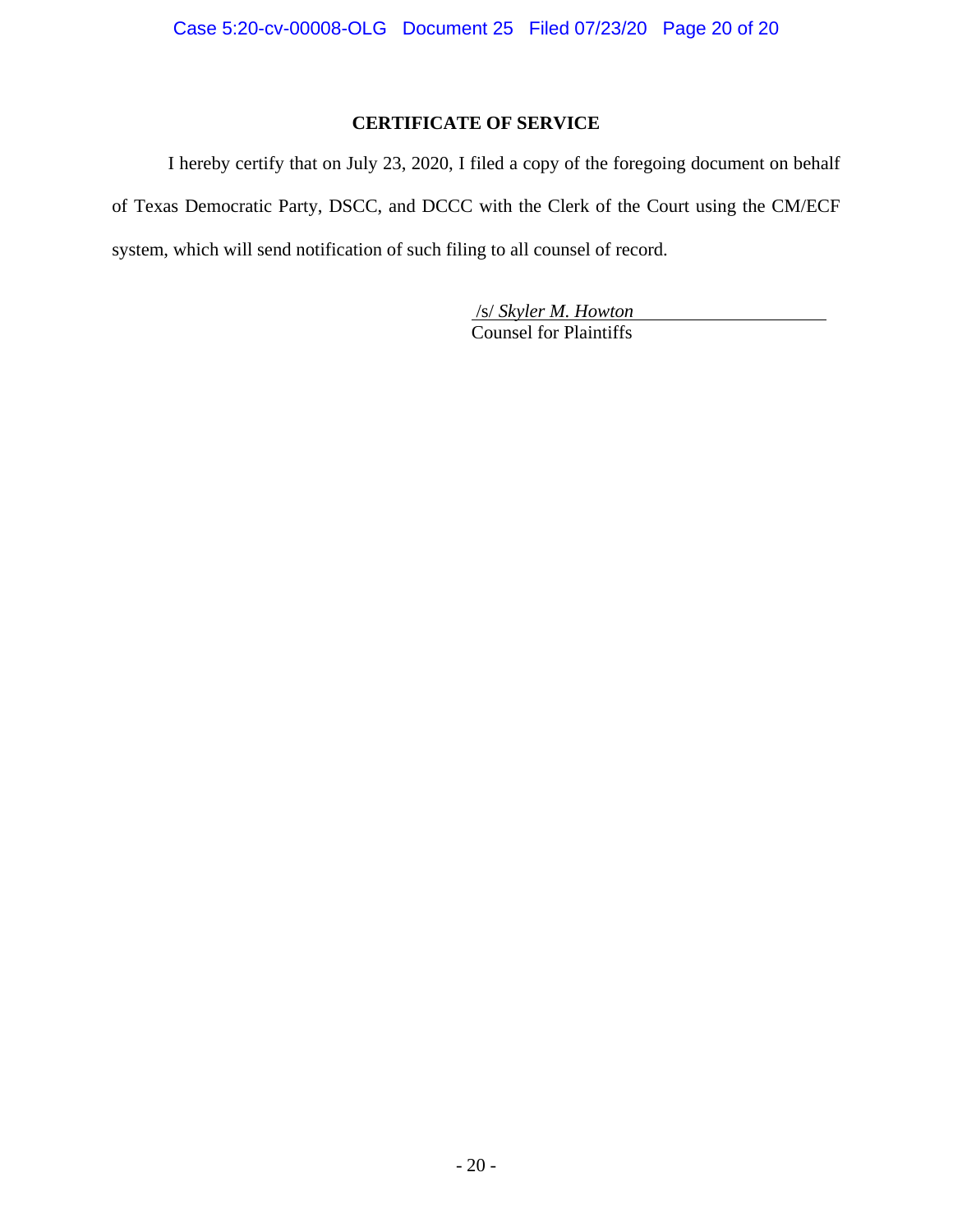## CERTIFICATE OF SERVICE

I hereby certify that on July 23, 2020, I filed a copy of the foregoing document on behalf of Texas Democratic Party, DSCC, and DCCC with the Clerk of the Court using the CM/ECF system, which will send notification of such filing to all counsel of record.

/s/ *Skyler M. Howton*
Counsel for Plaintiffs